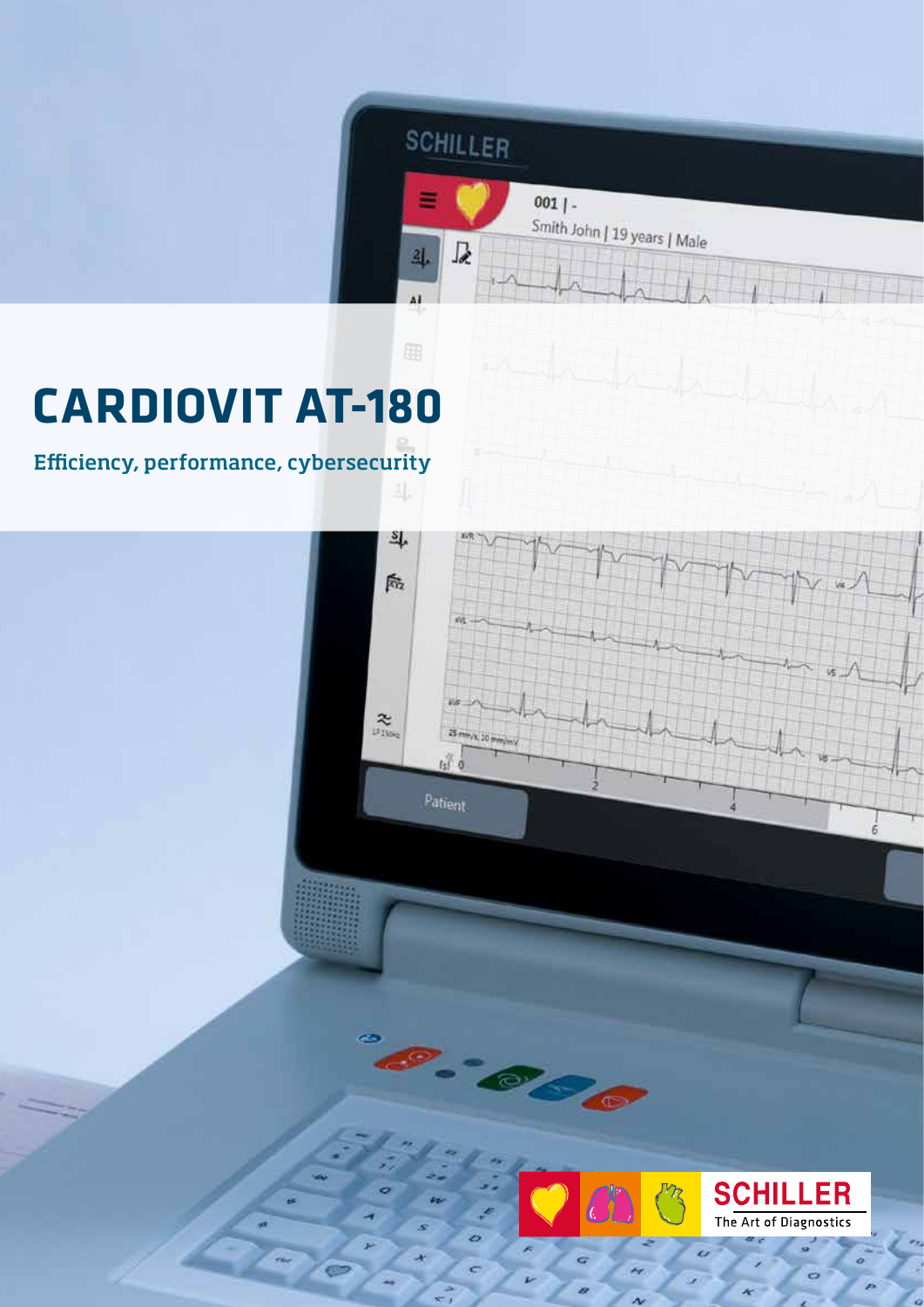# CARDIOVIT AT-180

## Efficiency, performance, cybersecurity

SCHILLER

The Art of Diagnostics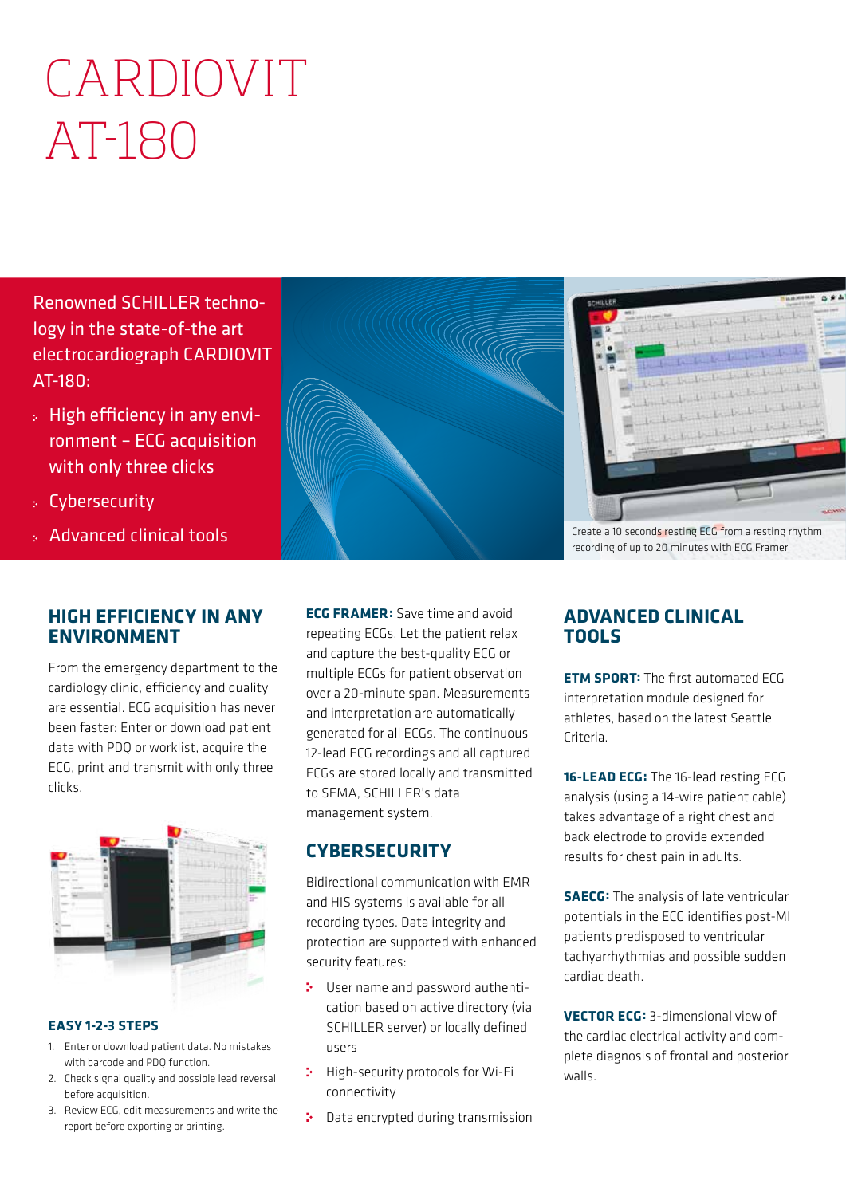# CARDIOVIT AT-180

Renowned SCHILLER technology in the state-of-the art electrocardiograph CARDIOVIT AT-180:

- High efficiency in any environment – ECG acquisition with only three clicks
- Cybersecurity
- Advanced clinical tools

Create a 10 seconds resting ECG from a resting rhythm recording of up to 20 minutes with ECG Framer

## HIGH EFFICIENCY IN ANY ENVIRONMENT

From the emergency department to the cardiology clinic, efficiency and quality are essential. ECG acquisition has never been faster: Enter or download patient data with PDQ or worklist, acquire the ECG, print and transmit with only three clicks.

### EASY 1-2-3 STEPS

1. Enter or download patient data. No mistakes with barcode and PDQ function.
2. Check signal quality and possible lead reversal before acquisition.
3. Review ECG, edit measurements and write the report before exporting or printing.

**ECG FRAMER:** Save time and avoid repeating ECGs. Let the patient relax and capture the best-quality ECG or multiple ECGs for patient observation over a 20-minute span. Measurements and interpretation are automatically generated for all ECGs. The continuous 12-lead ECG recordings and all captured ECGs are stored locally and transmitted to SEMA, SCHILLER's data management system.

## CYBERSECURITY

Bidirectional communication with EMR and HIS systems is available for all recording types. Data integrity and protection are supported with enhanced security features:

- User name and password authentication based on active directory (via SCHILLER server) or locally defined users
- High-security protocols for Wi-Fi connectivity
- Data encrypted during transmission

## ADVANCED CLINICAL TOOLS

**ETM SPORT:** The first automated ECG interpretation module designed for athletes, based on the latest Seattle Criteria.

**16-LEAD ECG:** The 16-lead resting ECG analysis (using a 14-wire patient cable) takes advantage of a right chest and back electrode to provide extended results for chest pain in adults.

**SAECG:** The analysis of late ventricular potentials in the ECG identifies post-MI patients predisposed to ventricular tachyarrhythmias and possible sudden cardiac death.

**VECTOR ECG:** 3-dimensional view of the cardiac electrical activity and complete diagnosis of frontal and posterior walls.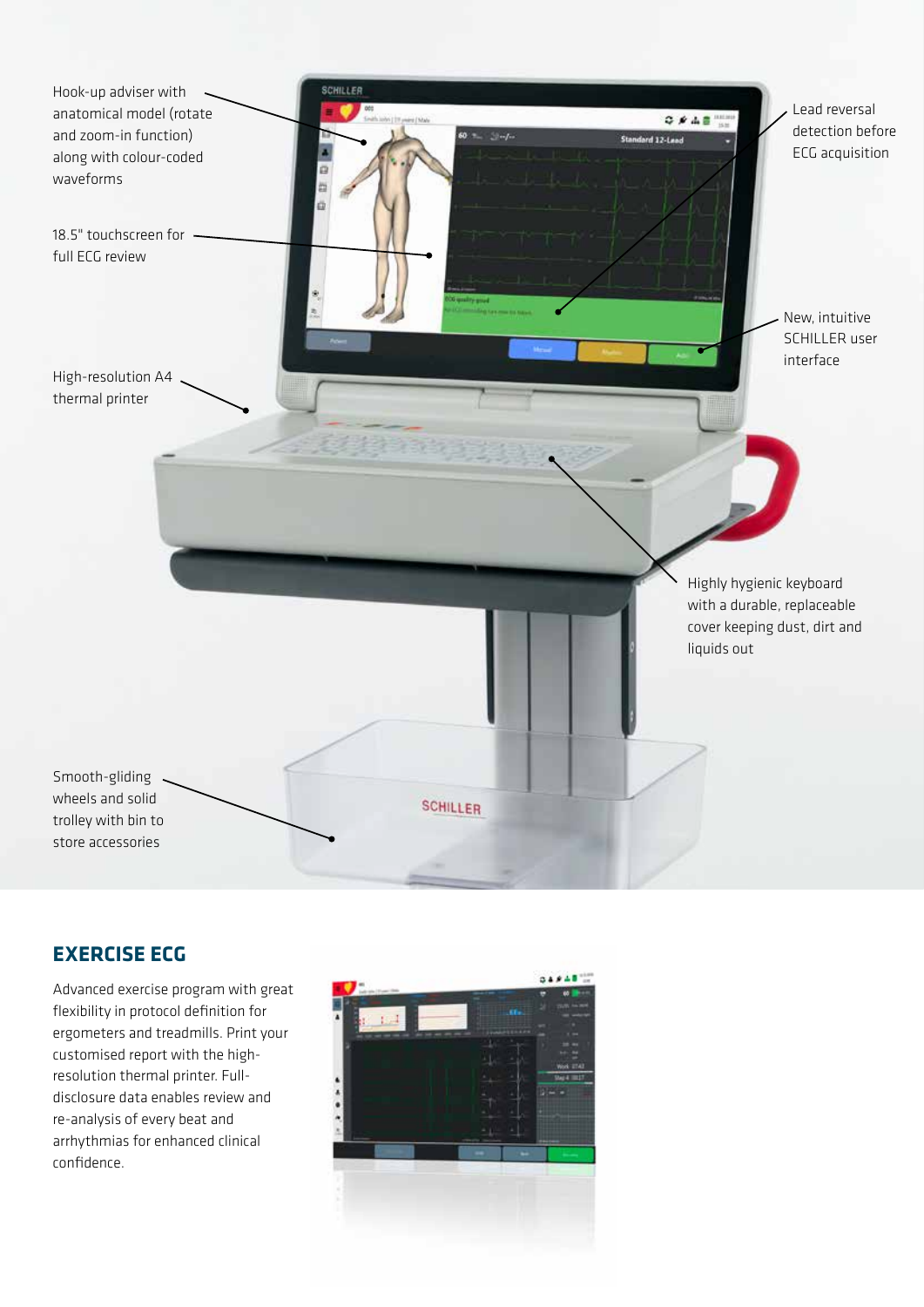Hook-up adviser with anatomical model (rotate and zoom-in function) along with colour-coded waveforms

18.5" touchscreen for full ECG review

High-resolution A4 thermal printer

Smooth-gliding wheels and solid trolley with bin to store accessories

Lead reversal detection before ECG acquisition

New, intuitive SCHILLER user interface

Highly hygienic keyboard with a durable, replaceable cover keeping dust, dirt and liquids out

## EXERCISE ECG

Advanced exercise program with great flexibility in protocol definition for ergometers and treadmills. Print your customised report with the high-resolution thermal printer. Full-disclosure data enables review and re-analysis of every beat and arrhythmias for enhanced clinical confidence.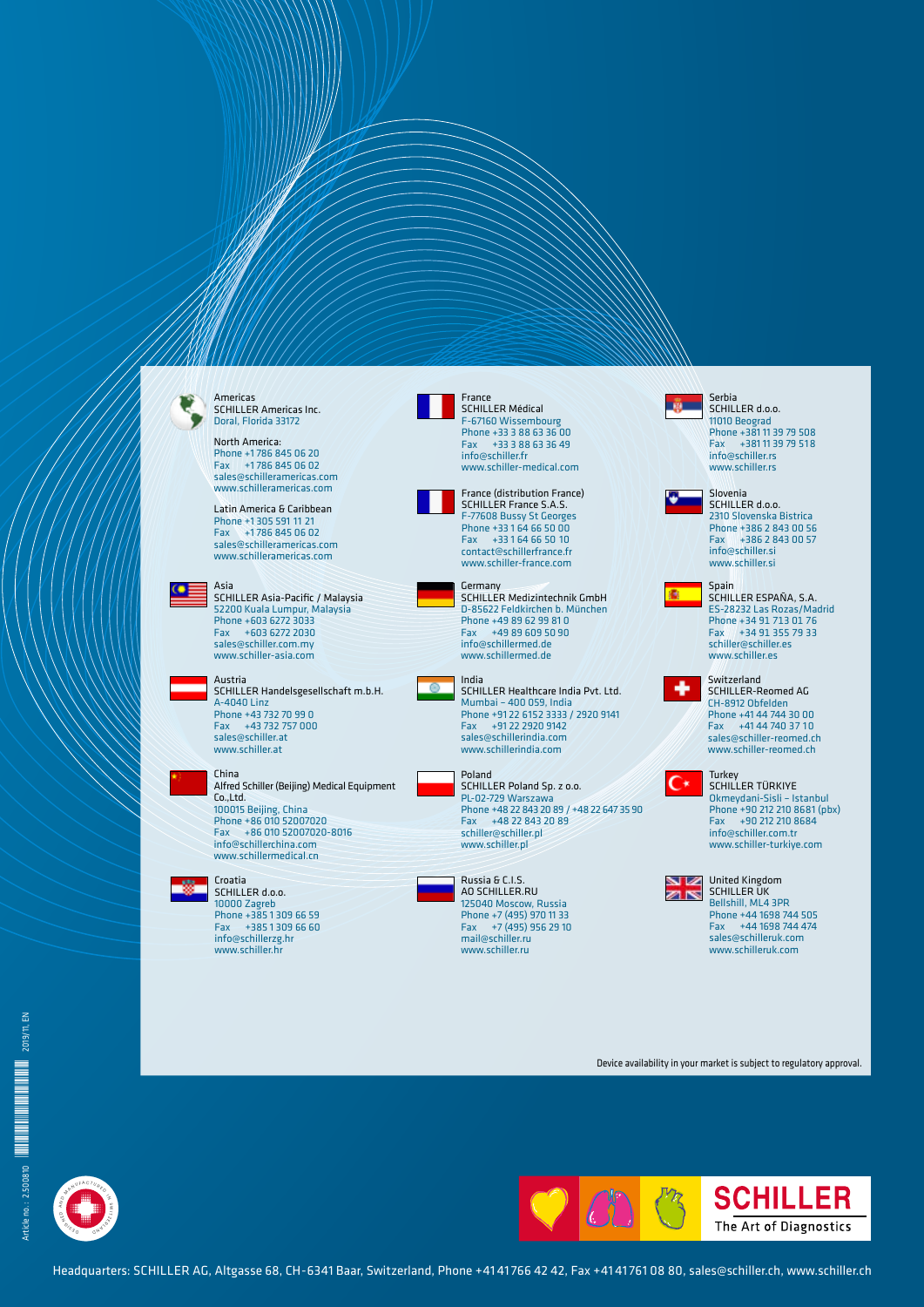**Americas**
SCHILLER Americas Inc.
Doral, Florida 33172

North America:
Phone +1 786 845 06 20
Fax +1 786 845 06 02
sales@schilleramericas.com
www.schilleramericas.com

Latin America & Caribbean
Phone +1 305 591 11 21
Fax +1 786 845 06 02
sales@schilleramericas.com
www.schilleramericas.com

**Asia**
SCHILLER Asia-Pacific / Malaysia
52200 Kuala Lumpur, Malaysia
Phone +603 6272 3033
Fax +603 6272 2030
sales@schiller.com.my
www.schiller-asia.com

**Austria**
SCHILLER Handelsgesellschaft m.b.H.
A-4040 Linz
Phone +43 732 70 99 0
Fax +43 732 757 000
sales@schiller.at
www.schiller.at

**China**
Alfred Schiller (Beijing) Medical Equipment Co.,Ltd.
100015 Beijing, China
Phone +86 010 52007020
Fax +86 010 52007020-8016
info@schillerchina.com
www.schillermedical.cn

**Croatia**
SCHILLER d.o.o.
10000 Zagreb
Phone +385 1 309 66 59
Fax +385 1 309 66 60
info@schillerzg.hr
www.schiller.hr

**France**
SCHILLER Médical
F-67160 Wissembourg
Phone +33 3 88 63 36 00
Fax +33 3 88 63 36 49
info@schiller.fr
www.schiller-medical.com

**France (distribution France)**
SCHILLER France S.A.S.
F-77608 Bussy St Georges
Phone +33 1 64 66 50 00
Fax +33 1 64 66 50 10
contact@schillerfrance.fr
www.schiller-france.com

**Germany**
SCHILLER Medizintechnik GmbH
D-85622 Feldkirchen b. München
Phone +49 89 62 99 81 0
Fax +49 89 609 50 90
info@schillermed.de
www.schillermed.de

**India**
SCHILLER Healthcare India Pvt. Ltd.
Mumbai – 400 059, India
Phone +91 22 6152 3333 / 2920 9141
Fax +91 22 2920 9142
sales@schillerindia.com
www.schillerindia.com

**Poland**
SCHILLER Poland Sp. z o.o.
PL-02-729 Warszawa
Phone +48 22 843 20 89 / +48 22 647 35 90
Fax +48 22 843 20 89
schiller@schiller.pl
www.schiller.pl

**Russia & C.I.S.**
AO SCHILLER.RU
125040 Moscow, Russia
Phone +7 (495) 970 11 33
Fax +7 (495) 956 29 10
mail@schiller.ru
www.schiller.ru

**Serbia**
SCHILLER d.o.o.
11010 Beograd
Phone +381 11 39 79 508
Fax +381 11 39 79 518
info@schiller.rs
www.schiller.rs

**Slovenia**
SCHILLER d.o.o.
2310 Slovenska Bistrica
Phone +386 2 843 00 56
Fax +386 2 843 00 57
info@schiller.si
www.schiller.si

**Spain**
SCHILLER ESPAÑA, S.A.
ES-28232 Las Rozas/Madrid
Phone +34 91 713 01 76
Fax +34 91 355 79 33
schiller@schiller.es
www.schiller.es

**Switzerland**
SCHILLER-Reomed AG
CH-8912 Obfelden
Phone +41 44 744 30 00
Fax +41 44 740 37 10
sales@schiller-reomed.ch
www.schiller-reomed.ch

**Turkey**
SCHILLER TÜRKIYE
Okmeydani-Sisli – Istanbul
Phone +90 212 210 8681 (pbx)
Fax +90 212 210 8684
info@schiller.com.tr
www.schiller-turkiye.com

**United Kingdom**
SCHILLER UK
Bellshill, ML4 3PR
Phone +44 1698 744 505
Fax +44 1698 744 474
sales@schilleruk.com
www.schilleruk.com

Device availability in your market is subject to regulatory approval.

Article no.: 2.500810 2019/11, EN

SCHILLER
The Art of Diagnostics

Headquarters: SCHILLER AG, Altgasse 68, CH-6341 Baar, Switzerland, Phone +41 41 766 42 42, Fax +41 41 761 08 80, sales@schiller.ch, www.schiller.ch